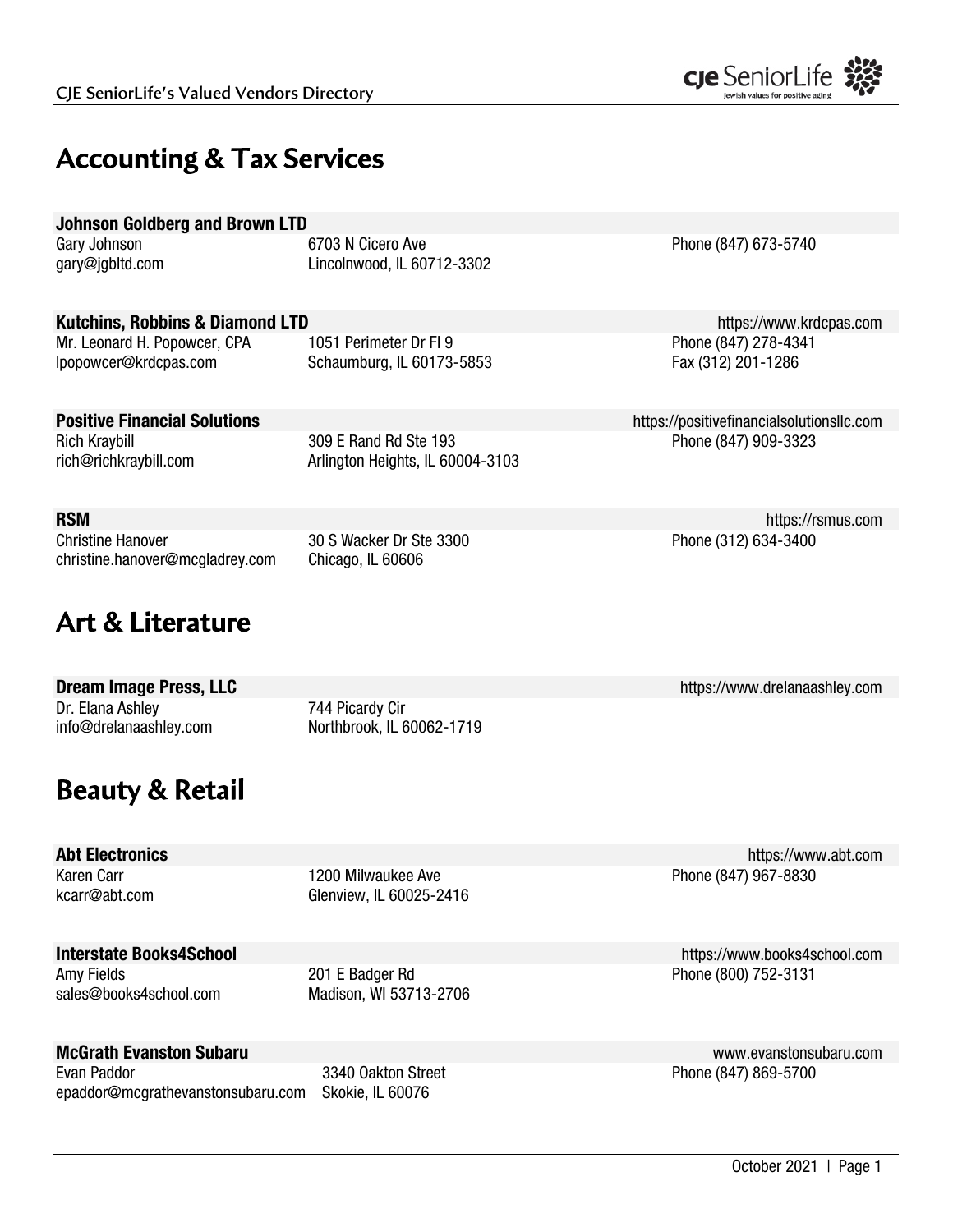# Accounting & Tax Services

**Johnson Goldberg and Brown LTD**
Gary Johnson
gary@jgbltd.com
6703 N Cicero Ave
Lincolnwood, IL 60712-3302
Phone (847) 673-5740

**Kutchins, Robbins & Diamond LTD**
https://www.krdcpas.com
Mr. Leonard H. Popowcer, CPA
lpopowcer@krdcpas.com
1051 Perimeter Dr Fl 9
Schaumburg, IL 60173-5853
Phone (847) 278-4341
Fax (312) 201-1286

**Positive Financial Solutions**
https://positivefinancialsolutionsllc.com
Rich Kraybill
rich@richkraybill.com
309 E Rand Rd Ste 193
Arlington Heights, IL 60004-3103
Phone (847) 909-3323

**RSM**
https://rsmus.com
Christine Hanover
christine.hanover@mcgladrey.com
30 S Wacker Dr Ste 3300
Chicago, IL 60606
Phone (312) 634-3400

# Art & Literature

**Dream Image Press, LLC**
https://www.drelanaashley.com
Dr. Elana Ashley
info@drelanaashley.com
744 Picardy Cir
Northbrook, IL 60062-1719

# Beauty & Retail

**Abt Electronics**
https://www.abt.com
Karen Carr
kcarr@abt.com
1200 Milwaukee Ave
Glenview, IL 60025-2416
Phone (847) 967-8830

**Interstate Books4School**
https://www.books4school.com
Amy Fields
sales@books4school.com
201 E Badger Rd
Madison, WI 53713-2706
Phone (800) 752-3131

**McGrath Evanston Subaru**
www.evanstonsubaru.com
Evan Paddor
epaddor@mcgrathevanstonsubaru.com
3340 Oakton Street
Skokie, IL 60076
Phone (847) 869-5700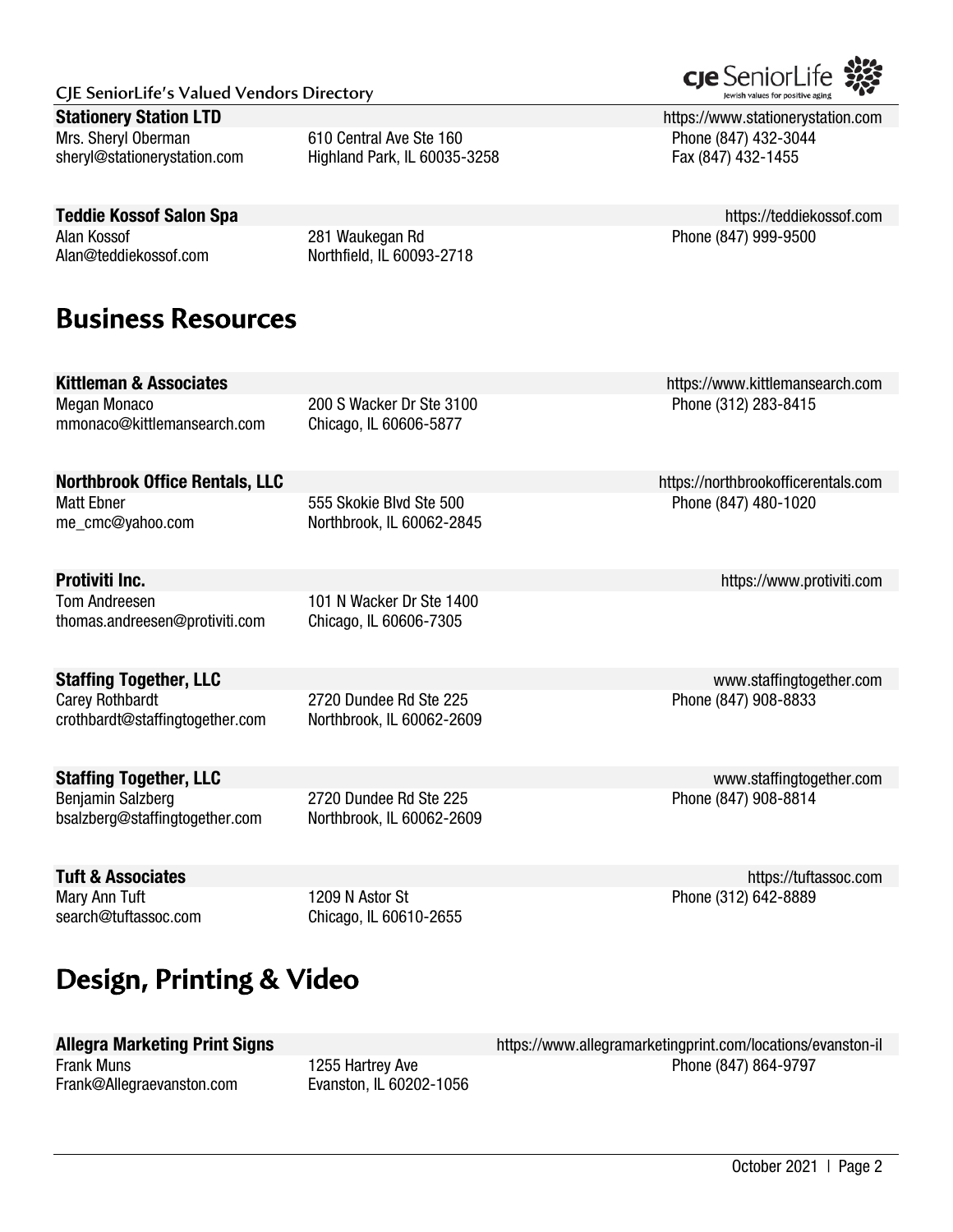**Stationery Station LTD** https://www.stationerystation.com
Mrs. Sheryl Oberman
sheryl@stationerystation.com
610 Central Ave Ste 160
Highland Park, IL 60035-3258
Phone (847) 432-3044
Fax (847) 432-1455

**Teddie Kossof Salon Spa** https://teddiekossof.com
Alan Kossof
Alan@teddiekossof.com
281 Waukegan Rd
Northfield, IL 60093-2718
Phone (847) 999-9500

## Business Resources

**Kittleman & Associates** https://www.kittlemansearch.com
Megan Monaco
mmonaco@kittlemansearch.com
200 S Wacker Dr Ste 3100
Chicago, IL 60606-5877
Phone (312) 283-8415

**Northbrook Office Rentals, LLC** https://northbrookofficerentals.com
Matt Ebner
me_cmc@yahoo.com
555 Skokie Blvd Ste 500
Northbrook, IL 60062-2845
Phone (847) 480-1020

**Protiviti Inc.** https://www.protiviti.com
Tom Andreesen
thomas.andreesen@protiviti.com
101 N Wacker Dr Ste 1400
Chicago, IL 60606-7305

**Staffing Together, LLC** www.staffingtogether.com
Carey Rothbardt
crothbardt@staffingtogether.com
2720 Dundee Rd Ste 225
Northbrook, IL 60062-2609
Phone (847) 908-8833

**Staffing Together, LLC** www.staffingtogether.com
Benjamin Salzberg
bsalzberg@staffingtogether.com
2720 Dundee Rd Ste 225
Northbrook, IL 60062-2609
Phone (847) 908-8814

**Tuft & Associates** https://tuftassoc.com
Mary Ann Tuft
search@tuftassoc.com
1209 N Astor St
Chicago, IL 60610-2655
Phone (312) 642-8889

## Design, Printing & Video

**Allegra Marketing Print Signs** https://www.allegramarketingprint.com/locations/evanston-il
Frank Muns
Frank@Allegraevanston.com
1255 Hartrey Ave
Evanston, IL 60202-1056
Phone (847) 864-9797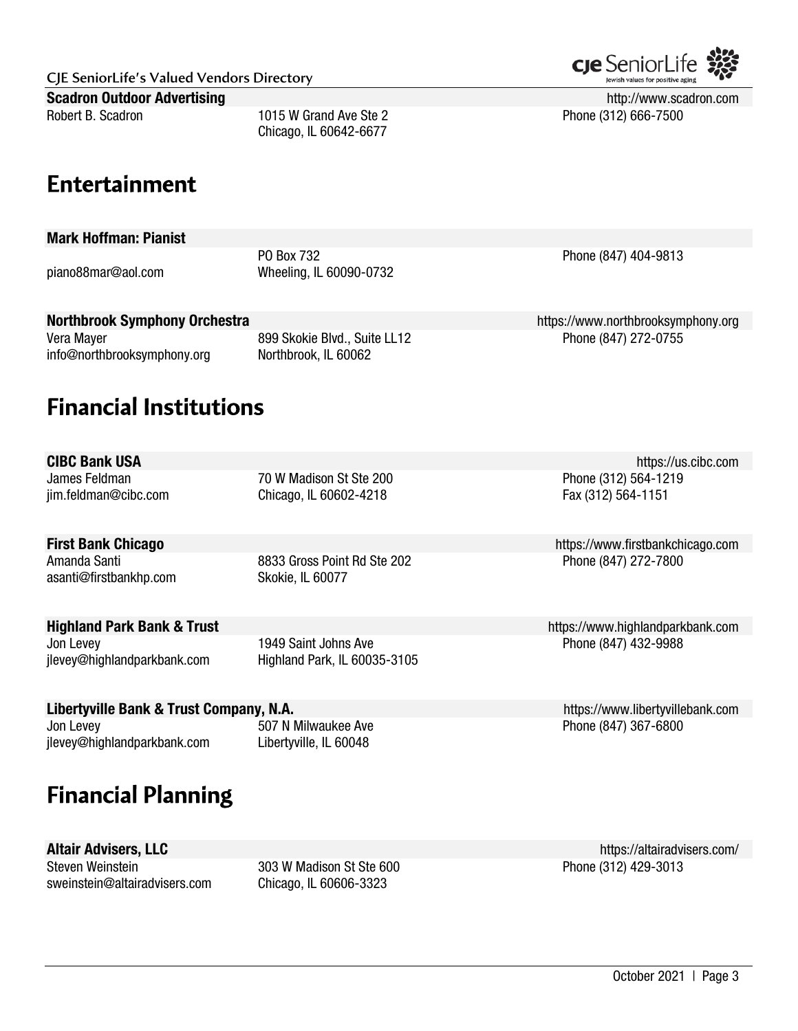**Scadron Outdoor Advertising** http://www.scadron.com

Robert B. Scadron
1015 W Grand Ave Ste 2
Chicago, IL 60642-6677
Phone (312) 666-7500

## Entertainment

**Mark Hoffman: Pianist**

piano88mar@aol.com
PO Box 732
Wheeling, IL 60090-0732
Phone (847) 404-9813

**Northbrook Symphony Orchestra** https://www.northbrooksymphony.org

Vera Mayer
info@northbrooksymphony.org
899 Skokie Blvd., Suite LL12
Northbrook, IL 60062
Phone (847) 272-0755

## Financial Institutions

**CIBC Bank USA** https://us.cibc.com

James Feldman
jim.feldman@cibc.com
70 W Madison St Ste 200
Chicago, IL 60602-4218
Phone (312) 564-1219
Fax (312) 564-1151

**First Bank Chicago** https://www.firstbankchicago.com

Amanda Santi
asanti@firstbankhp.com
8833 Gross Point Rd Ste 202
Skokie, IL 60077
Phone (847) 272-7800

**Highland Park Bank & Trust** https://www.highlandparkbank.com

Jon Levey
jlevey@highlandparkbank.com
1949 Saint Johns Ave
Highland Park, IL 60035-3105
Phone (847) 432-9988

**Libertyville Bank & Trust Company, N.A.** https://www.libertyvillebank.com

Jon Levey
jlevey@highlandparkbank.com
507 N Milwaukee Ave
Libertyville, IL 60048
Phone (847) 367-6800

## Financial Planning

**Altair Advisers, LLC** https://altairadvisers.com/

Steven Weinstein
sweinstein@altairadvisers.com
303 W Madison St Ste 600
Chicago, IL 60606-3323
Phone (312) 429-3013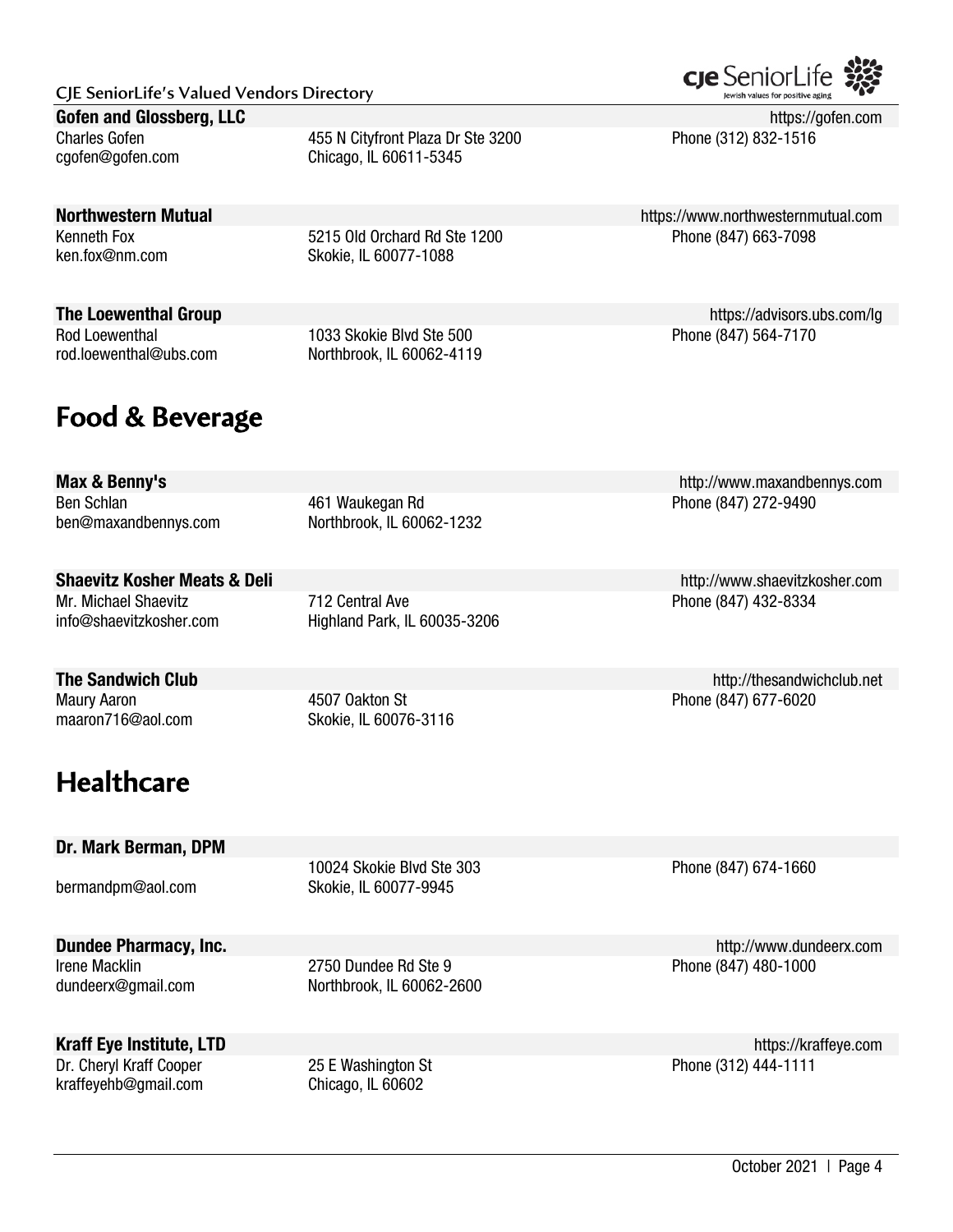**Gofen and Glossberg, LLC** https://gofen.com
Charles Gofen
cgofen@gofen.com
455 N Cityfront Plaza Dr Ste 3200
Chicago, IL 60611-5345
Phone (312) 832-1516

**Northwestern Mutual** https://www.northwesternmutual.com
Kenneth Fox
ken.fox@nm.com
5215 Old Orchard Rd Ste 1200
Skokie, IL 60077-1088
Phone (847) 663-7098

**The Loewenthal Group** https://advisors.ubs.com/lg
Rod Loewenthal
rod.loewenthal@ubs.com
1033 Skokie Blvd Ste 500
Northbrook, IL 60062-4119
Phone (847) 564-7170

## Food & Beverage

**Max & Benny's** http://www.maxandbennys.com
Ben Schlan
ben@maxandbennys.com
461 Waukegan Rd
Northbrook, IL 60062-1232
Phone (847) 272-9490

**Shaevitz Kosher Meats & Deli** http://www.shaevitzkosher.com
Mr. Michael Shaevitz
info@shaevitzkosher.com
712 Central Ave
Highland Park, IL 60035-3206
Phone (847) 432-8334

**The Sandwich Club** http://thesandwichclub.net
Maury Aaron
maaron716@aol.com
4507 Oakton St
Skokie, IL 60076-3116
Phone (847) 677-6020

## Healthcare

**Dr. Mark Berman, DPM**
bermandpm@aol.com
10024 Skokie Blvd Ste 303
Skokie, IL 60077-9945
Phone (847) 674-1660

**Dundee Pharmacy, Inc.** http://www.dundeerx.com
Irene Macklin
dundeerx@gmail.com
2750 Dundee Rd Ste 9
Northbrook, IL 60062-2600
Phone (847) 480-1000

**Kraff Eye Institute, LTD** https://kraffeye.com
Dr. Cheryl Kraff Cooper
kraffeyehb@gmail.com
25 E Washington St
Chicago, IL 60602
Phone (312) 444-1111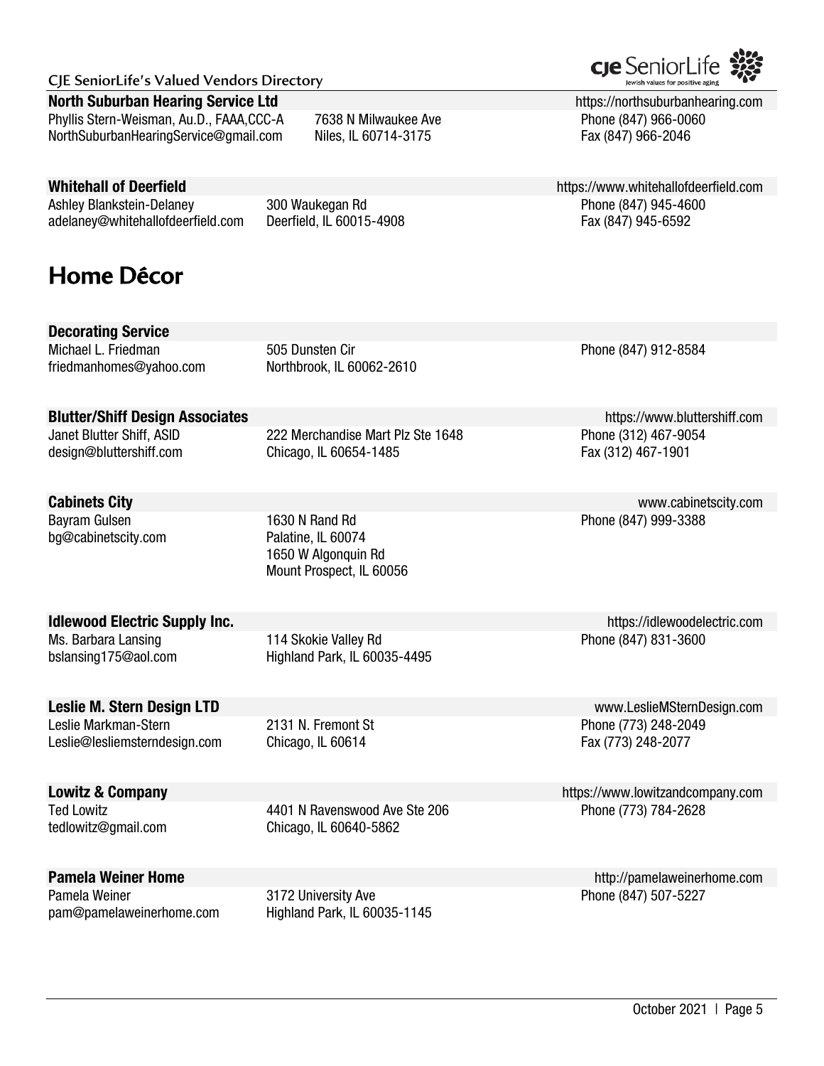**North Suburban Hearing Service Ltd** https://northsuburbanhearing.com
Phyllis Stern-Weisman, Au.D., FAAA,CCC-A
NorthSuburbanHearingService@gmail.com
7638 N Milwaukee Ave
Niles, IL 60714-3175
Phone (847) 966-0060
Fax (847) 966-2046

**Whitehall of Deerfield** https://www.whitehallofdeerfield.com
Ashley Blankstein-Delaney
adelaney@whitehallofdeerfield.com
300 Waukegan Rd
Deerfield, IL 60015-4908
Phone (847) 945-4600
Fax (847) 945-6592

# Home Dêcor

**Decorating Service**
Michael L. Friedman
friedmanhomes@yahoo.com
505 Dunsten Cir
Northbrook, IL 60062-2610
Phone (847) 912-8584

**Blutter/Shiff Design Associates** https://www.bluttershiff.com
Janet Blutter Shiff, ASID
design@bluttershiff.com
222 Merchandise Mart Plz Ste 1648
Chicago, IL 60654-1485
Phone (312) 467-9054
Fax (312) 467-1901

**Cabinets City** www.cabinetscity.com
Bayram Gulsen
bg@cabinetscity.com
1630 N Rand Rd
Palatine, IL 60074
1650 W Algonquin Rd
Mount Prospect, IL 60056
Phone (847) 999-3388

**Idlewood Electric Supply Inc.** https://idlewoodelectric.com
Ms. Barbara Lansing
bslansing175@aol.com
114 Skokie Valley Rd
Highland Park, IL 60035-4495
Phone (847) 831-3600

**Leslie M. Stern Design LTD** www.LeslieMSternDesign.com
Leslie Markman-Stern
Leslie@lesliemsterndesign.com
2131 N. Fremont St
Chicago, IL 60614
Phone (773) 248-2049
Fax (773) 248-2077

**Lowitz & Company** https://www.lowitzandcompany.com
Ted Lowitz
tedlowitz@gmail.com
4401 N Ravenswood Ave Ste 206
Chicago, IL 60640-5862
Phone (773) 784-2628

**Pamela Weiner Home** http://pamelaweinerhome.com
Pamela Weiner
pam@pamelaweinerhome.com
3172 University Ave
Highland Park, IL 60035-1145
Phone (847) 507-5227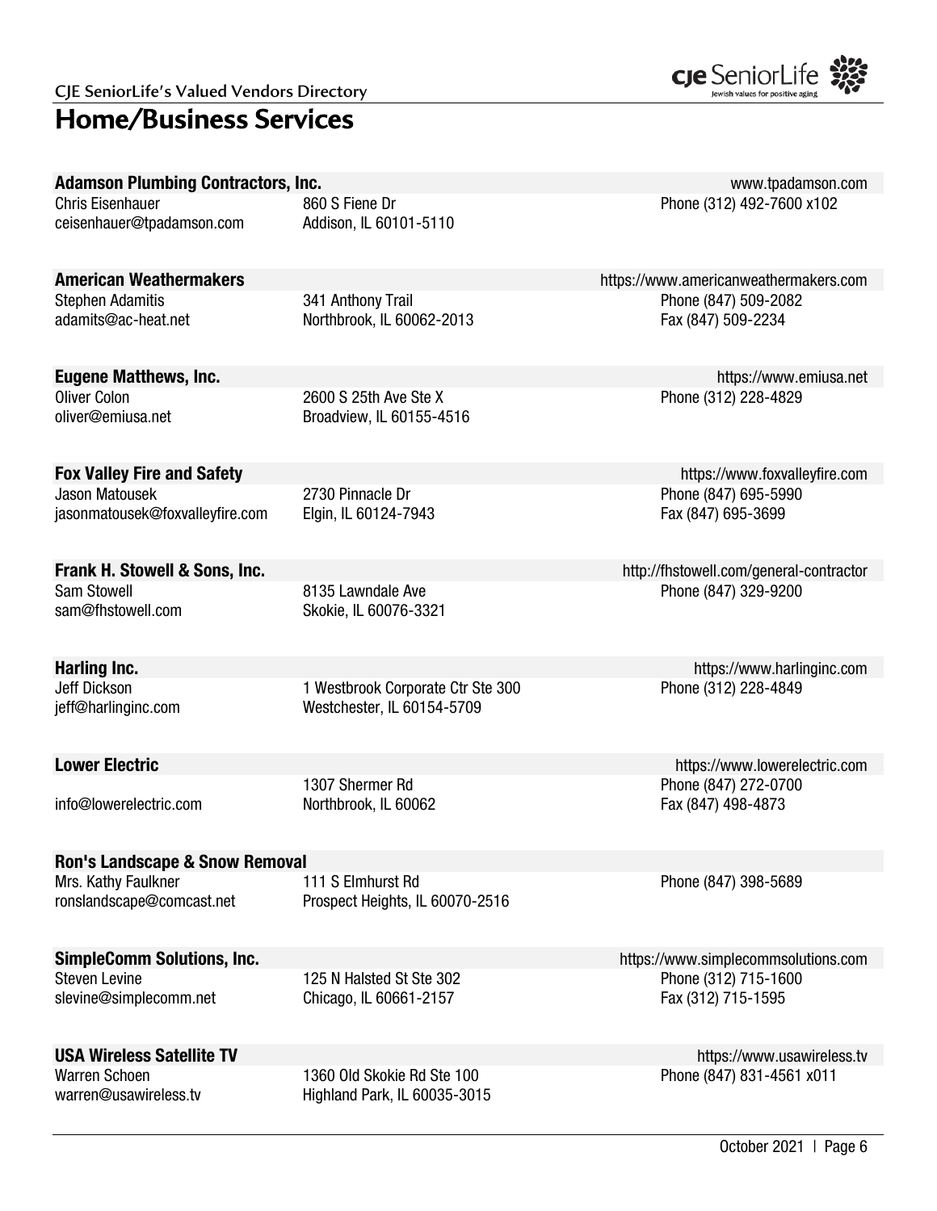## Home/Business Services

**Adamson Plumbing Contractors, Inc.**
www.tpadamson.com
Chris Eisenhauer
ceisenhauer@tpadamson.com
860 S Fiene Dr
Addison, IL 60101-5110
Phone (312) 492-7600 x102

**American Weathermakers**
https://www.americanweathermakers.com
Stephen Adamitis
adamits@ac-heat.net
341 Anthony Trail
Northbrook, IL 60062-2013
Phone (847) 509-2082
Fax (847) 509-2234

**Eugene Matthews, Inc.**
https://www.emiusa.net
Oliver Colon
oliver@emiusa.net
2600 S 25th Ave Ste X
Broadview, IL 60155-4516
Phone (312) 228-4829

**Fox Valley Fire and Safety**
https://www.foxvalleyfire.com
Jason Matousek
jasonmatousek@foxvalleyfire.com
2730 Pinnacle Dr
Elgin, IL 60124-7943
Phone (847) 695-5990
Fax (847) 695-3699

**Frank H. Stowell & Sons, Inc.**
http://fhstowell.com/general-contractor
Sam Stowell
sam@fhstowell.com
8135 Lawndale Ave
Skokie, IL 60076-3321
Phone (847) 329-9200

**Harling Inc.**
https://www.harlinginc.com
Jeff Dickson
jeff@harlinginc.com
1 Westbrook Corporate Ctr Ste 300
Westchester, IL 60154-5709
Phone (312) 228-4849

**Lower Electric**
https://www.lowerelectric.com
info@lowerelectric.com
1307 Shermer Rd
Northbrook, IL 60062
Phone (847) 272-0700
Fax (847) 498-4873

**Ron's Landscape & Snow Removal**
Mrs. Kathy Faulkner
ronslandscape@comcast.net
111 S Elmhurst Rd
Prospect Heights, IL 60070-2516
Phone (847) 398-5689

**SimpleComm Solutions, Inc.**
https://www.simplecommsolutions.com
Steven Levine
slevine@simplecomm.net
125 N Halsted St Ste 302
Chicago, IL 60661-2157
Phone (312) 715-1600
Fax (312) 715-1595

**USA Wireless Satellite TV**
https://www.usawireless.tv
Warren Schoen
warren@usawireless.tv
1360 Old Skokie Rd Ste 100
Highland Park, IL 60035-3015
Phone (847) 831-4561 x011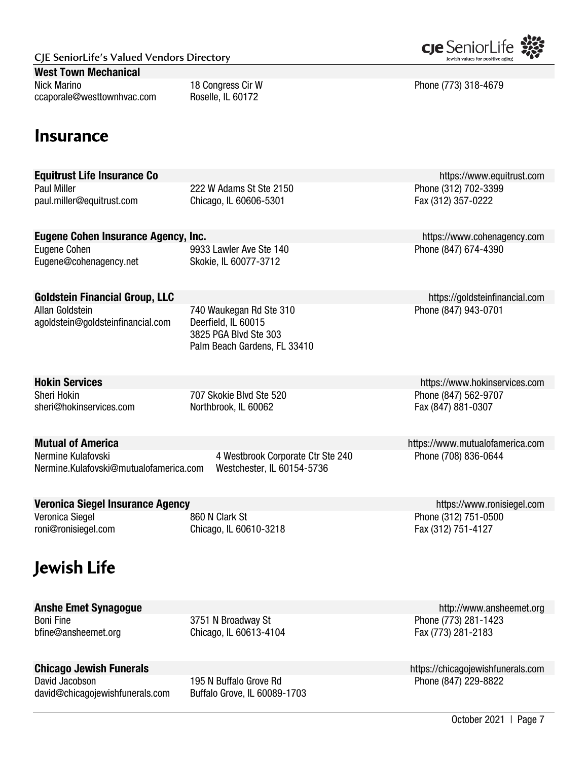**West Town Mechanical**

Nick Marino
ccaporale@westtownhvac.com

18 Congress Cir W
Roselle, IL 60172

Phone (773) 318-4679

# Insurance

**Equitrust Life Insurance Co** https://www.equitrust.com

Paul Miller
paul.miller@equitrust.com

222 W Adams St Ste 2150
Chicago, IL 60606-5301

Phone (312) 702-3399
Fax (312) 357-0222

**Eugene Cohen Insurance Agency, Inc.** https://www.cohenagency.com

Eugene Cohen
Eugene@cohenagency.net

9933 Lawler Ave Ste 140
Skokie, IL 60077-3712

Phone (847) 674-4390

**Goldstein Financial Group, LLC** https://goldsteinfinancial.com

Allan Goldstein
agoldstein@goldsteinfinancial.com

740 Waukegan Rd Ste 310
Deerfield, IL 60015
3825 PGA Blvd Ste 303
Palm Beach Gardens, FL 33410

Phone (847) 943-0701

**Hokin Services** https://www.hokinservices.com

Sheri Hokin
sheri@hokinservices.com

707 Skokie Blvd Ste 520
Northbrook, IL 60062

Phone (847) 562-9707
Fax (847) 881-0307

**Mutual of America** https://www.mutualofamerica.com

Nermine Kulafovski
Nermine.Kulafovski@mutualofamerica.com

4 Westbrook Corporate Ctr Ste 240
Westchester, IL 60154-5736

Phone (708) 836-0644

**Veronica Siegel Insurance Agency** https://www.ronisiegel.com

Veronica Siegel
roni@ronisiegel.com

860 N Clark St
Chicago, IL 60610-3218

Phone (312) 751-0500
Fax (312) 751-4127

# Jewish Life

**Anshe Emet Synagogue** http://www.ansheemet.org

Boni Fine
bfine@ansheemet.org

3751 N Broadway St
Chicago, IL 60613-4104

Phone (773) 281-1423
Fax (773) 281-2183

**Chicago Jewish Funerals** https://chicagojewishfunerals.com

David Jacobson
david@chicagojewishfunerals.com

195 N Buffalo Grove Rd
Buffalo Grove, IL 60089-1703

Phone (847) 229-8822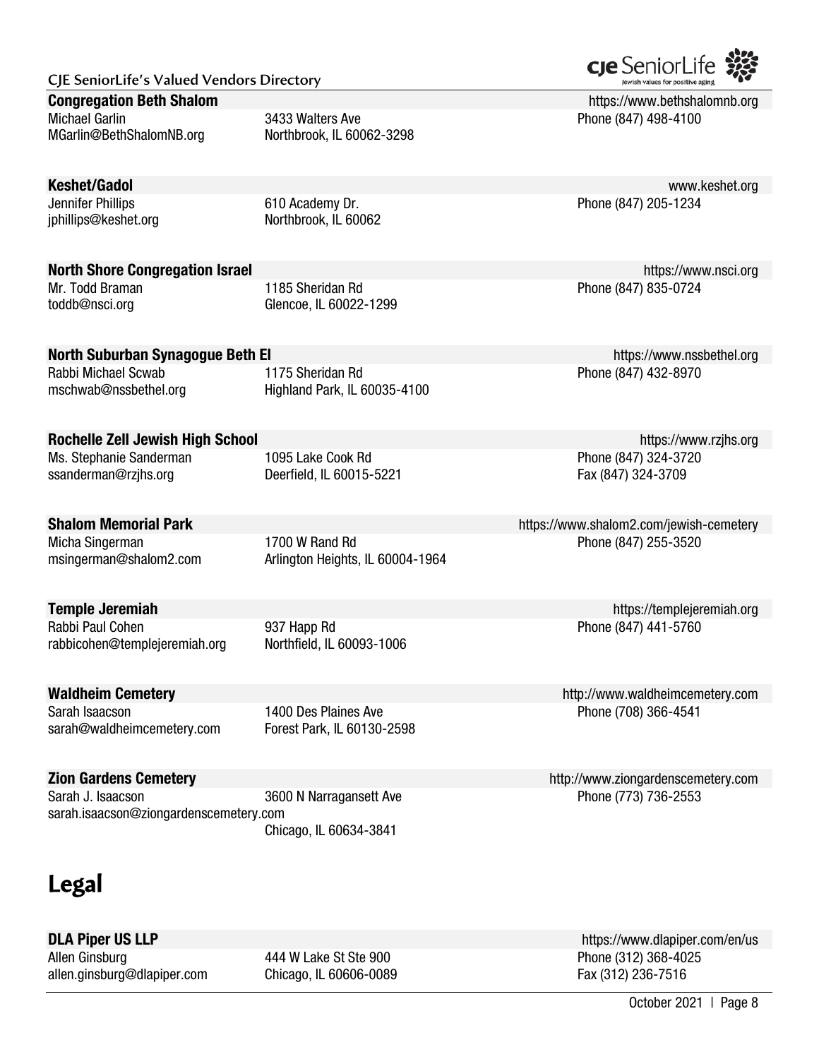**Congregation Beth Shalom** https://www.bethshalomnb.org
Michael Garlin
MGarlin@BethShalomNB.org
3433 Walters Ave
Northbrook, IL 60062-3298
Phone (847) 498-4100

**Keshet/Gadol** www.keshet.org
Jennifer Phillips
jphillips@keshet.org
610 Academy Dr.
Northbrook, IL 60062
Phone (847) 205-1234

**North Shore Congregation Israel** https://www.nsci.org
Mr. Todd Braman
toddb@nsci.org
1185 Sheridan Rd
Glencoe, IL 60022-1299
Phone (847) 835-0724

**North Suburban Synagogue Beth El** https://www.nssbethel.org
Rabbi Michael Scwab
mschwab@nssbethel.org
1175 Sheridan Rd
Highland Park, IL 60035-4100
Phone (847) 432-8970

**Rochelle Zell Jewish High School** https://www.rzjhs.org
Ms. Stephanie Sanderman
ssanderman@rzjhs.org
1095 Lake Cook Rd
Deerfield, IL 60015-5221
Phone (847) 324-3720
Fax (847) 324-3709

**Shalom Memorial Park** https://www.shalom2.com/jewish-cemetery
Micha Singerman
msingerman@shalom2.com
1700 W Rand Rd
Arlington Heights, IL 60004-1964
Phone (847) 255-3520

**Temple Jeremiah** https://templejeremiah.org
Rabbi Paul Cohen
rabbicohen@templejeremiah.org
937 Happ Rd
Northfield, IL 60093-1006
Phone (847) 441-5760

**Waldheim Cemetery** http://www.waldheimcemetery.com
Sarah Isaacson
sarah@waldheimcemetery.com
1400 Des Plaines Ave
Forest Park, IL 60130-2598
Phone (708) 366-4541

**Zion Gardens Cemetery** http://www.ziongardenscemetery.com
Sarah J. Isaacson
sarah.isaacson@ziongardenscemetery.com
3600 N Narragansett Ave
Chicago, IL 60634-3841
Phone (773) 736-2553

# Legal

**DLA Piper US LLP** https://www.dlapiper.com/en/us
Allen Ginsburg
allen.ginsburg@dlapiper.com
444 W Lake St Ste 900
Chicago, IL 60606-0089
Phone (312) 368-4025
Fax (312) 236-7516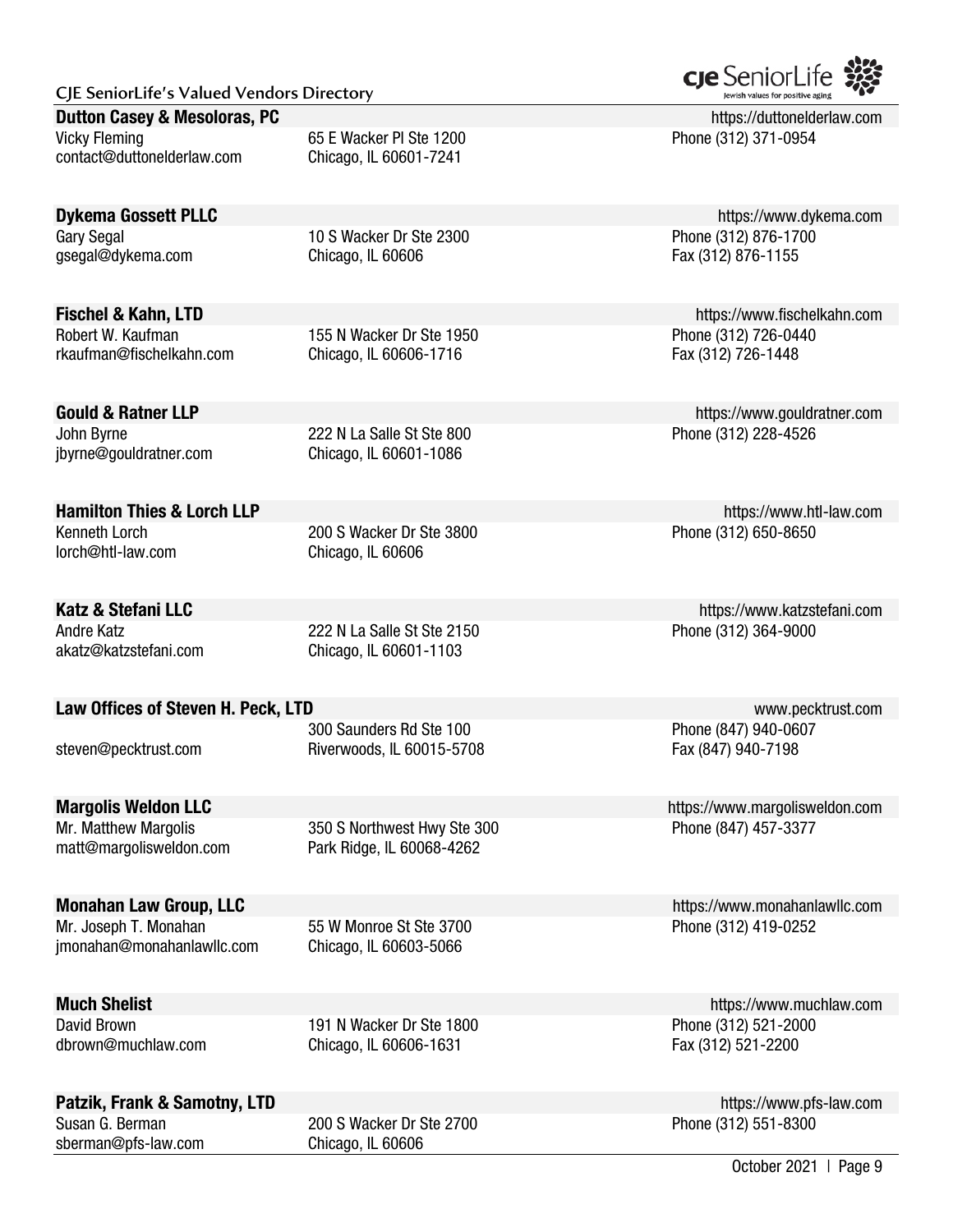**Dutton Casey & Mesoloras, PC** https://duttonelderlaw.com
Vicky Fleming
contact@duttonelderlaw.com
65 E Wacker Pl Ste 1200
Chicago, IL 60601-7241
Phone (312) 371-0954

**Dykema Gossett PLLC** https://www.dykema.com
Gary Segal
gsegal@dykema.com
10 S Wacker Dr Ste 2300
Chicago, IL 60606
Phone (312) 876-1700
Fax (312) 876-1155

**Fischel & Kahn, LTD** https://www.fischelkahn.com
Robert W. Kaufman
rkaufman@fischelkahn.com
155 N Wacker Dr Ste 1950
Chicago, IL 60606-1716
Phone (312) 726-0440
Fax (312) 726-1448

**Gould & Ratner LLP** https://www.gouldratner.com
John Byrne
jbyrne@gouldratner.com
222 N La Salle St Ste 800
Chicago, IL 60601-1086
Phone (312) 228-4526

**Hamilton Thies & Lorch LLP** https://www.htl-law.com
Kenneth Lorch
lorch@htl-law.com
200 S Wacker Dr Ste 3800
Chicago, IL 60606
Phone (312) 650-8650

**Katz & Stefani LLC** https://www.katzstefani.com
Andre Katz
akatz@katzstefani.com
222 N La Salle St Ste 2150
Chicago, IL 60601-1103
Phone (312) 364-9000

**Law Offices of Steven H. Peck, LTD** www.pecktrust.com
steven@pecktrust.com
300 Saunders Rd Ste 100
Riverwoods, IL 60015-5708
Phone (847) 940-0607
Fax (847) 940-7198

**Margolis Weldon LLC** https://www.margolisweldon.com
Mr. Matthew Margolis
matt@margolisweldon.com
350 S Northwest Hwy Ste 300
Park Ridge, IL 60068-4262
Phone (847) 457-3377

**Monahan Law Group, LLC** https://www.monahanlawllc.com
Mr. Joseph T. Monahan
jmonahan@monahanlawllc.com
55 W Monroe St Ste 3700
Chicago, IL 60603-5066
Phone (312) 419-0252

**Much Shelist** https://www.muchlaw.com
David Brown
dbrown@muchlaw.com
191 N Wacker Dr Ste 1800
Chicago, IL 60606-1631
Phone (312) 521-2000
Fax (312) 521-2200

**Patzik, Frank & Samotny, LTD** https://www.pfs-law.com
Susan G. Berman
sberman@pfs-law.com
200 S Wacker Dr Ste 2700
Chicago, IL 60606
Phone (312) 551-8300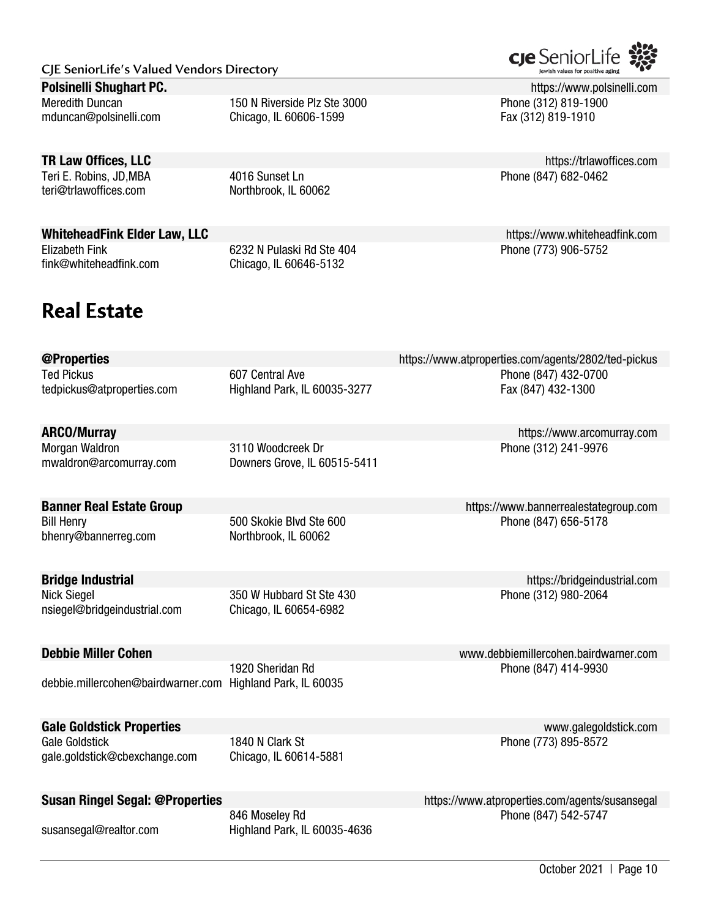**Polsinelli Shughart PC.** https://www.polsinelli.com

Meredith Duncan
mduncan@polsinelli.com
150 N Riverside Plz Ste 3000
Chicago, IL 60606-1599
Phone (312) 819-1900
Fax (312) 819-1910

**TR Law Offices, LLC** https://trlawoffices.com

Teri E. Robins, JD,MBA
teri@trlawoffices.com
4016 Sunset Ln
Northbrook, IL 60062
Phone (847) 682-0462

**WhiteheadFink Elder Law, LLC** https://www.whiteheadfink.com

Elizabeth Fink
fink@whiteheadfink.com
6232 N Pulaski Rd Ste 404
Chicago, IL 60646-5132
Phone (773) 906-5752

# Real Estate

**@Properties** https://www.atproperties.com/agents/2802/ted-pickus

Ted Pickus
tedpickus@atproperties.com
607 Central Ave
Highland Park, IL 60035-3277
Phone (847) 432-0700
Fax (847) 432-1300

**ARCO/Murray** https://www.arcomurray.com

Morgan Waldron
mwaldron@arcomurray.com
3110 Woodcreek Dr
Downers Grove, IL 60515-5411
Phone (312) 241-9976

**Banner Real Estate Group** https://www.bannerrealestategroup.com

Bill Henry
bhenry@bannerreg.com
500 Skokie Blvd Ste 600
Northbrook, IL 60062
Phone (847) 656-5178

**Bridge Industrial** https://bridgeindustrial.com

Nick Siegel
nsiegel@bridgeindustrial.com
350 W Hubbard St Ste 430
Chicago, IL 60654-6982
Phone (312) 980-2064

**Debbie Miller Cohen** www.debbiemillercohen.bairdwarner.com

debbie.millercohen@bairdwarner.com
1920 Sheridan Rd
Highland Park, IL 60035
Phone (847) 414-9930

**Gale Goldstick Properties** www.galegoldstick.com

Gale Goldstick
gale.goldstick@cbexchange.com
1840 N Clark St
Chicago, IL 60614-5881
Phone (773) 895-8572

**Susan Ringel Segal: @Properties** https://www.atproperties.com/agents/susansegal

susansegal@realtor.com
846 Moseley Rd
Highland Park, IL 60035-4636
Phone (847) 542-5747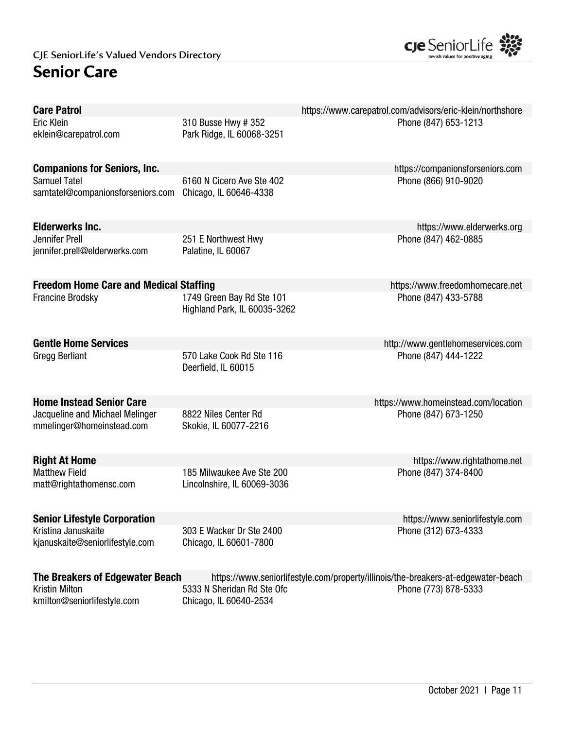# Senior Care

**Care Patrol** https://www.carepatrol.com/advisors/eric-klein/northshore
Eric Klein
eklein@carepatrol.com
310 Busse Hwy # 352
Park Ridge, IL 60068-3251
Phone (847) 653-1213

**Companions for Seniors, Inc.** https://companionsforseniors.com
Samuel Tatel
samtatel@companionsforseniors.com
6160 N Cicero Ave Ste 402
Chicago, IL 60646-4338
Phone (866) 910-9020

**Elderwerks Inc.** https://www.elderwerks.org
Jennifer Prell
jennifer.prell@elderwerks.com
251 E Northwest Hwy
Palatine, IL 60067
Phone (847) 462-0885

**Freedom Home Care and Medical Staffing** https://www.freedomhomecare.net
Francine Brodsky
1749 Green Bay Rd Ste 101
Highland Park, IL 60035-3262
Phone (847) 433-5788

**Gentle Home Services** http://www.gentlehomeservices.com
Gregg Berliant
570 Lake Cook Rd Ste 116
Deerfield, IL 60015
Phone (847) 444-1222

**Home Instead Senior Care** https://www.homeinstead.com/location
Jacqueline and Michael Melinger
mmelinger@homeinstead.com
8822 Niles Center Rd
Skokie, IL 60077-2216
Phone (847) 673-1250

**Right At Home** https://www.rightathome.net
Matthew Field
matt@rightathomensc.com
185 Milwaukee Ave Ste 200
Lincolnshire, IL 60069-3036
Phone (847) 374-8400

**Senior Lifestyle Corporation** https://www.seniorlifestyle.com
Kristina Januskaite
kjanuskaite@seniorlifestyle.com
303 E Wacker Dr Ste 2400
Chicago, IL 60601-7800
Phone (312) 673-4333

**The Breakers of Edgewater Beach** https://www.seniorlifestyle.com/property/illinois/the-breakers-at-edgewater-beach
Kristin Milton
kmilton@seniorlifestyle.com
5333 N Sheridan Rd Ste Ofc
Chicago, IL 60640-2534
Phone (773) 878-5333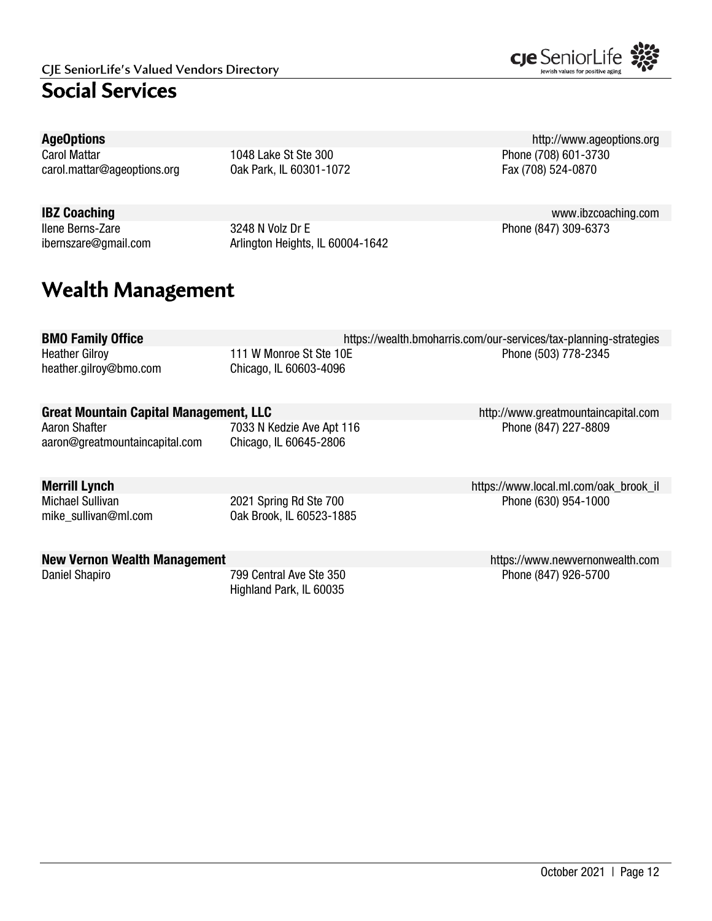## Social Services

**AgeOptions** http://www.ageoptions.org

Carol Mattar
carol.mattar@ageoptions.org

1048 Lake St Ste 300
Oak Park, IL 60301-1072

Phone (708) 601-3730
Fax (708) 524-0870

**IBZ Coaching** www.ibzcoaching.com

Ilene Berns-Zare
ibernszare@gmail.com

3248 N Volz Dr E
Arlington Heights, IL 60004-1642

Phone (847) 309-6373

## Wealth Management

**BMO Family Office** https://wealth.bmoharris.com/our-services/tax-planning-strategies

Heather Gilroy
heather.gilroy@bmo.com

111 W Monroe St Ste 10E
Chicago, IL 60603-4096

Phone (503) 778-2345

**Great Mountain Capital Management, LLC** http://www.greatmountaincapital.com

Aaron Shafter
aaron@greatmountaincapital.com

7033 N Kedzie Ave Apt 116
Chicago, IL 60645-2806

Phone (847) 227-8809

**Merrill Lynch** https://www.local.ml.com/oak_brook_il

Michael Sullivan
mike_sullivan@ml.com

2021 Spring Rd Ste 700
Oak Brook, IL 60523-1885

Phone (630) 954-1000

**New Vernon Wealth Management** https://www.newvernonwealth.com

Daniel Shapiro

799 Central Ave Ste 350
Highland Park, IL 60035

Phone (847) 926-5700